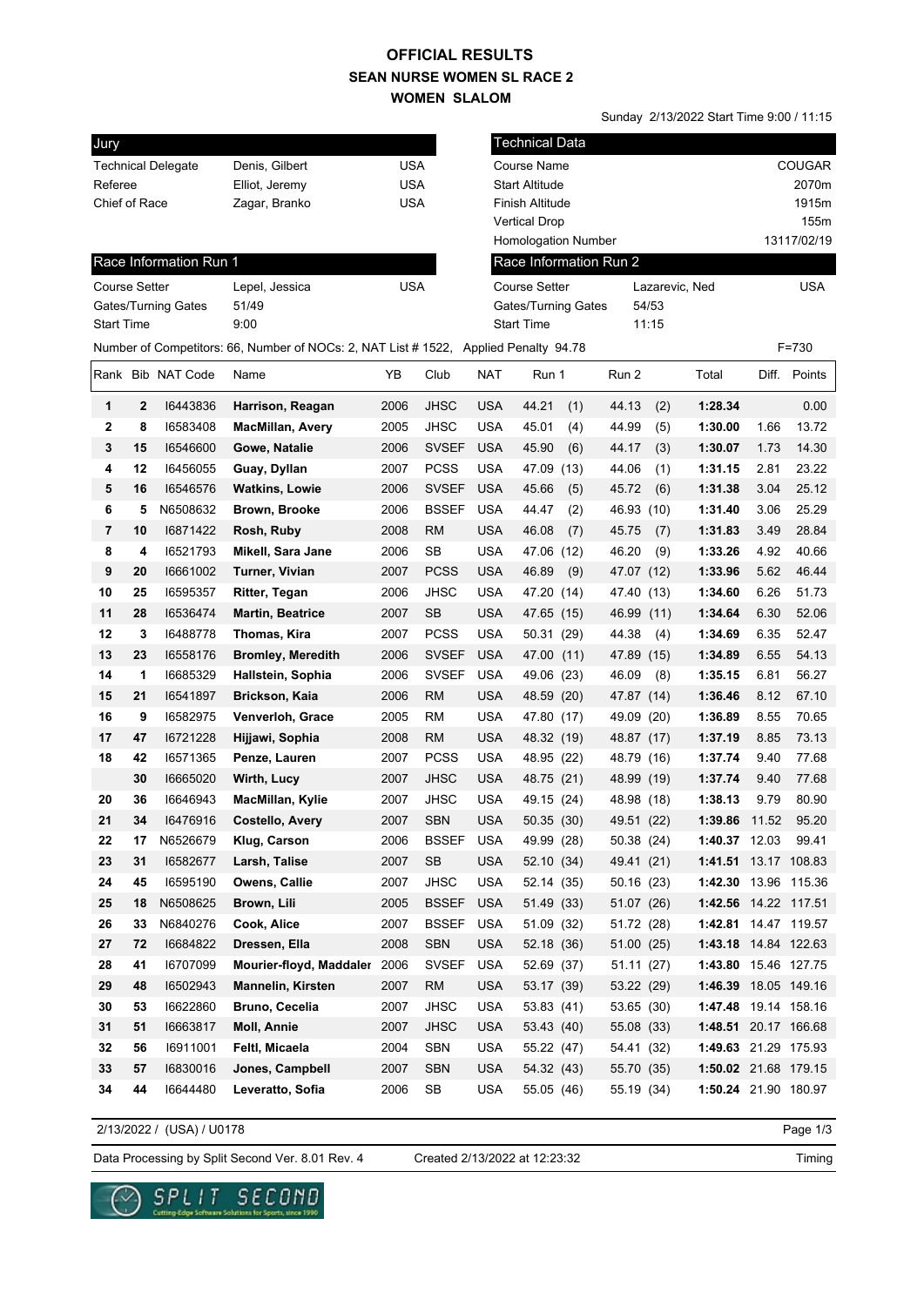# OFFICIAL RESULTS
## SEAN NURSE WOMEN SL RACE 2
## WOMEN SLALOM

Sunday 2/13/2022 Start Time 9:00 / 11:15

| Jury | | |
|---|---|---|
| Technical Delegate | Denis, Gilbert | USA |
| Referee | Elliot, Jeremy | USA |
| Chief of Race | Zagar, Branko | USA |

| Technical Data | |
|---|---|
| Course Name | COUGAR |
| Start Altitude | 2070m |
| Finish Altitude | 1915m |
| Vertical Drop | 155m |
| Homologation Number | 13117/02/19 |

| Race Information Run 1 | | |
|---|---|---|
| Course Setter | Lepel, Jessica | USA |
| Gates/Turning Gates | 51/49 | |
| Start Time | 9:00 | |

| Race Information Run 2 | | |
|---|---|---|
| Course Setter | Lazarevic, Ned | USA |
| Gates/Turning Gates | 54/53 | |
| Start Time | 11:15 | |

Number of Competitors: 66, Number of NOCs: 2, NAT List # 1522, Applied Penalty 94.78 F=730

| Rank | Bib | NAT Code | Name | YB | Club | NAT | Run 1 | Run 2 | Total | Diff. | Points |
|---|---|---|---|---|---|---|---|---|---|---|---|
| 1 | 2 | I6443836 | **Harrison, Reagan** | 2006 | JHSC | USA | 44.21 (1) | 44.13 (2) | **1:28.34** | | 0.00 |
| 2 | 8 | I6583408 | **MacMillan, Avery** | 2005 | JHSC | USA | 45.01 (4) | 44.99 (5) | **1:30.00** | 1.66 | 13.72 |
| 3 | 15 | I6546600 | **Gowe, Natalie** | 2006 | SVSEF | USA | 45.90 (6) | 44.17 (3) | **1:30.07** | 1.73 | 14.30 |
| 4 | 12 | I6456055 | **Guay, Dyllan** | 2007 | PCSS | USA | 47.09 (13) | 44.06 (1) | **1:31.15** | 2.81 | 23.22 |
| 5 | 16 | I6546576 | **Watkins, Lowie** | 2006 | SVSEF | USA | 45.66 (5) | 45.72 (6) | **1:31.38** | 3.04 | 25.12 |
| 6 | 5 | N6508632 | **Brown, Brooke** | 2006 | BSSEF | USA | 44.47 (2) | 46.93 (10) | **1:31.40** | 3.06 | 25.29 |
| 7 | 10 | I6871422 | **Rosh, Ruby** | 2008 | RM | USA | 46.08 (7) | 45.75 (7) | **1:31.83** | 3.49 | 28.84 |
| 8 | 4 | I6521793 | **Mikell, Sara Jane** | 2006 | SB | USA | 47.06 (12) | 46.20 (9) | **1:33.26** | 4.92 | 40.66 |
| 9 | 20 | I6661002 | **Turner, Vivian** | 2007 | PCSS | USA | 46.89 (9) | 47.07 (12) | **1:33.96** | 5.62 | 46.44 |
| 10 | 25 | I6595357 | **Ritter, Tegan** | 2006 | JHSC | USA | 47.20 (14) | 47.40 (13) | **1:34.60** | 6.26 | 51.73 |
| 11 | 28 | I6536474 | **Martin, Beatrice** | 2007 | SB | USA | 47.65 (15) | 46.99 (11) | **1:34.64** | 6.30 | 52.06 |
| 12 | 3 | I6488778 | **Thomas, Kira** | 2007 | PCSS | USA | 50.31 (29) | 44.38 (4) | **1:34.69** | 6.35 | 52.47 |
| 13 | 23 | I6558176 | **Bromley, Meredith** | 2006 | SVSEF | USA | 47.00 (11) | 47.89 (15) | **1:34.89** | 6.55 | 54.13 |
| 14 | 1 | I6685329 | **Hallstein, Sophia** | 2006 | SVSEF | USA | 49.06 (23) | 46.09 (8) | **1:35.15** | 6.81 | 56.27 |
| 15 | 21 | I6541897 | **Brickson, Kaia** | 2006 | RM | USA | 48.59 (20) | 47.87 (14) | **1:36.46** | 8.12 | 67.10 |
| 16 | 9 | I6582975 | **Venverloh, Grace** | 2005 | RM | USA | 47.80 (17) | 49.09 (20) | **1:36.89** | 8.55 | 70.65 |
| 17 | 47 | I6721228 | **Hijjawi, Sophia** | 2008 | RM | USA | 48.32 (19) | 48.87 (17) | **1:37.19** | 8.85 | 73.13 |
| 18 | 42 | I6571365 | **Penze, Lauren** | 2007 | PCSS | USA | 48.95 (22) | 48.79 (16) | **1:37.74** | 9.40 | 77.68 |
| | 30 | I6665020 | **Wirth, Lucy** | 2007 | JHSC | USA | 48.75 (21) | 48.99 (19) | **1:37.74** | 9.40 | 77.68 |
| 20 | 36 | I6646943 | **MacMillan, Kylie** | 2007 | JHSC | USA | 49.15 (24) | 48.98 (18) | **1:38.13** | 9.79 | 80.90 |
| 21 | 34 | I6476916 | **Costello, Avery** | 2007 | SBN | USA | 50.35 (30) | 49.51 (22) | **1:39.86** | 11.52 | 95.20 |
| 22 | 17 | N6526679 | **Klug, Carson** | 2006 | BSSEF | USA | 49.99 (28) | 50.38 (24) | **1:40.37** | 12.03 | 99.41 |
| 23 | 31 | I6582677 | **Larsh, Talise** | 2007 | SB | USA | 52.10 (34) | 49.41 (21) | **1:41.51** | 13.17 | 108.83 |
| 24 | 45 | I6595190 | **Owens, Callie** | 2007 | JHSC | USA | 52.14 (35) | 50.16 (23) | **1:42.30** | 13.96 | 115.36 |
| 25 | 18 | N6508625 | **Brown, Lili** | 2005 | BSSEF | USA | 51.49 (33) | 51.07 (26) | **1:42.56** | 14.22 | 117.51 |
| 26 | 33 | N6840276 | **Cook, Alice** | 2007 | BSSEF | USA | 51.09 (32) | 51.72 (28) | **1:42.81** | 14.47 | 119.57 |
| 27 | 72 | I6684822 | **Dressen, Ella** | 2008 | SBN | USA | 52.18 (36) | 51.00 (25) | **1:43.18** | 14.84 | 122.63 |
| 28 | 41 | I6707099 | **Mourier-floyd, Maddaler** | 2006 | SVSEF | USA | 52.69 (37) | 51.11 (27) | **1:43.80** | 15.46 | 127.75 |
| 29 | 48 | I6502943 | **Mannelin, Kirsten** | 2007 | RM | USA | 53.17 (39) | 53.22 (29) | **1:46.39** | 18.05 | 149.16 |
| 30 | 53 | I6622860 | **Bruno, Cecelia** | 2007 | JHSC | USA | 53.83 (41) | 53.65 (30) | **1:47.48** | 19.14 | 158.16 |
| 31 | 51 | I6663817 | **Moll, Annie** | 2007 | JHSC | USA | 53.43 (40) | 55.08 (33) | **1:48.51** | 20.17 | 166.68 |
| 32 | 56 | I6911001 | **Feltl, Micaela** | 2004 | SBN | USA | 55.22 (47) | 54.41 (32) | **1:49.63** | 21.29 | 175.93 |
| 33 | 57 | I6830016 | **Jones, Campbell** | 2007 | SBN | USA | 54.32 (43) | 55.70 (35) | **1:50.02** | 21.68 | 179.15 |
| 34 | 44 | I6644480 | **Leveratto, Sofia** | 2006 | SB | USA | 55.05 (46) | 55.19 (34) | **1:50.24** | 21.90 | 180.97 |

2/13/2022 / (USA) / U0178

Data Processing by Split Second Ver. 8.01 Rev. 4 Created 2/13/2022 at 12:23:32 Timing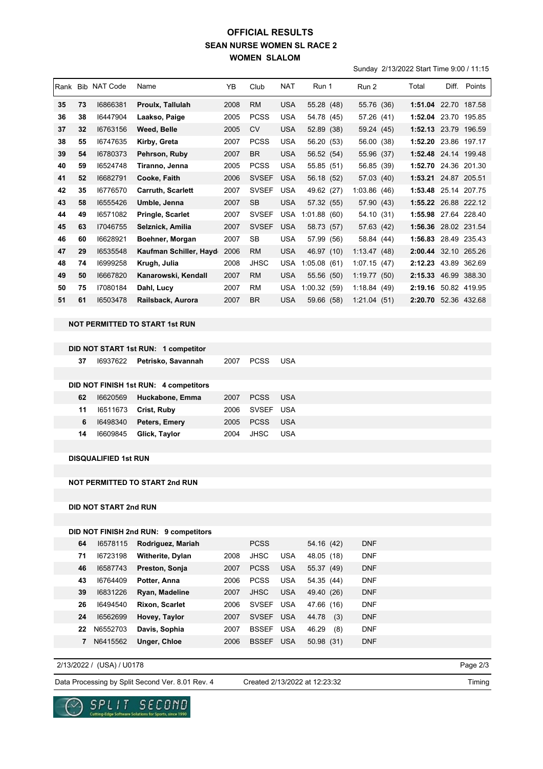# OFFICIAL RESULTS
## SEAN NURSE WOMEN SL RACE 2
### WOMEN SLALOM

Sunday 2/13/2022 Start Time 9:00 / 11:15

| Rank | Bib | NAT Code | Name | YB | Club | NAT | Run 1 | Run 2 | Total | Diff. | Points |
|---|---|---|---|---|---|---|---|---|---|---|---|
| 35 | 73 | I6866381 | **Proulx, Tallulah** | 2008 | RM | USA | 55.28 (48) | 55.76 (36) | **1:51.04** | 22.70 | 187.58 |
| 36 | 38 | I6447904 | **Laakso, Paige** | 2005 | PCSS | USA | 54.78 (45) | 57.26 (41) | **1:52.04** | 23.70 | 195.85 |
| 37 | 32 | I6763156 | **Weed, Belle** | 2005 | CV | USA | 52.89 (38) | 59.24 (45) | **1:52.13** | 23.79 | 196.59 |
| 38 | 55 | I6747635 | **Kirby, Greta** | 2007 | PCSS | USA | 56.20 (53) | 56.00 (38) | **1:52.20** | 23.86 | 197.17 |
| 39 | 54 | I6780373 | **Pehrson, Ruby** | 2007 | BR | USA | 56.52 (54) | 55.96 (37) | **1:52.48** | 24.14 | 199.48 |
| 40 | 59 | I6524748 | **Tiranno, Jenna** | 2005 | PCSS | USA | 55.85 (51) | 56.85 (39) | **1:52.70** | 24.36 | 201.30 |
| 41 | 52 | I6682791 | **Cooke, Faith** | 2006 | SVSEF | USA | 56.18 (52) | 57.03 (40) | **1:53.21** | 24.87 | 205.51 |
| 42 | 35 | I6776570 | **Carruth, Scarlett** | 2007 | SVSEF | USA | 49.62 (27) | 1:03.86 (46) | **1:53.48** | 25.14 | 207.75 |
| 43 | 58 | I6555426 | **Umble, Jenna** | 2007 | SB | USA | 57.32 (55) | 57.90 (43) | **1:55.22** | 26.88 | 222.12 |
| 44 | 49 | I6571082 | **Pringle, Scarlet** | 2007 | SVSEF | USA | 1:01.88 (60) | 54.10 (31) | **1:55.98** | 27.64 | 228.40 |
| 45 | 63 | I7046755 | **Selznick, Amilia** | 2007 | SVSEF | USA | 58.73 (57) | 57.63 (42) | **1:56.36** | 28.02 | 231.54 |
| 46 | 60 | I6628921 | **Boehner, Morgan** | 2007 | SB | USA | 57.99 (56) | 58.84 (44) | **1:56.83** | 28.49 | 235.43 |
| 47 | 29 | I6535548 | **Kaufman Schiller, Hayd** | 2006 | RM | USA | 46.97 (10) | 1:13.47 (48) | **2:00.44** | 32.10 | 265.26 |
| 48 | 74 | I6999258 | **Krugh, Julia** | 2008 | JHSC | USA | 1:05.08 (61) | 1:07.15 (47) | **2:12.23** | 43.89 | 362.69 |
| 49 | 50 | I6667820 | **Kanarowski, Kendall** | 2007 | RM | USA | 55.56 (50) | 1:19.77 (50) | **2:15.33** | 46.99 | 388.30 |
| 50 | 75 | I7080184 | **Dahl, Lucy** | 2007 | RM | USA | 1:00.32 (59) | 1:18.84 (49) | **2:19.16** | 50.82 | 419.95 |
| 51 | 61 | I6503478 | **Railsback, Aurora** | 2007 | BR | USA | 59.66 (58) | 1:21.04 (51) | **2:20.70** | 52.36 | 432.68 |

**NOT PERMITTED TO START 1st RUN**

**DID NOT START 1st RUN: 1 competitor**

| Bib | NAT Code | Name | YB | Club | NAT |
|---|---|---|---|---|---|
| 37 | I6937622 | **Petrisko, Savannah** | 2007 | PCSS | USA |

**DID NOT FINISH 1st RUN: 4 competitors**

| Bib | NAT Code | Name | YB | Club | NAT |
|---|---|---|---|---|---|
| 62 | I6620569 | **Huckabone, Emma** | 2007 | PCSS | USA |
| 11 | I6511673 | **Crist, Ruby** | 2006 | SVSEF | USA |
| 6 | I6498340 | **Peters, Emery** | 2005 | PCSS | USA |
| 14 | I6609845 | **Glick, Taylor** | 2004 | JHSC | USA |

**DISQUALIFIED 1st RUN**

**NOT PERMITTED TO START 2nd RUN**

**DID NOT START 2nd RUN**

**DID NOT FINISH 2nd RUN: 9 competitors**

| Bib | NAT Code | Name | YB | Club | NAT | Run 1 | Run 2 |
|---|---|---|---|---|---|---|---|
| 64 | I6578115 | **Rodriguez, Mariah** | | PCSS | | 54.16 (42) | DNF |
| 71 | I6723198 | **Witherite, Dylan** | 2008 | JHSC | USA | 48.05 (18) | DNF |
| 46 | I6587743 | **Preston, Sonja** | 2007 | PCSS | USA | 55.37 (49) | DNF |
| 43 | I6764409 | **Potter, Anna** | 2006 | PCSS | USA | 54.35 (44) | DNF |
| 39 | I6831226 | **Ryan, Madeline** | 2007 | JHSC | USA | 49.40 (26) | DNF |
| 26 | I6494540 | **Rixon, Scarlet** | 2006 | SVSEF | USA | 47.66 (16) | DNF |
| 24 | I6562699 | **Hovey, Taylor** | 2007 | SVSEF | USA | 44.78 (3) | DNF |
| 22 | N6552703 | **Davis, Sophia** | 2007 | BSSEF | USA | 46.29 (8) | DNF |
| 7 | N6415562 | **Unger, Chloe** | 2006 | BSSEF | USA | 50.98 (31) | DNF |

2/13/2022 / (USA) / U0178

Data Processing by Split Second Ver. 8.01 Rev. 4 Created 2/13/2022 at 12:23:32 Timing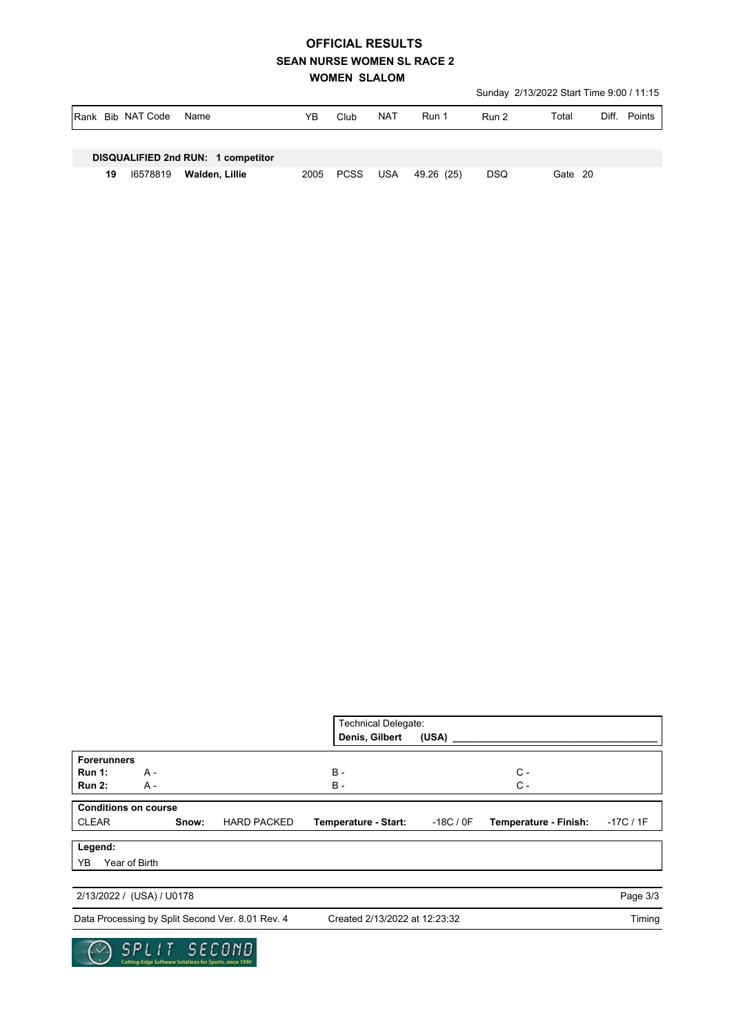# OFFICIAL RESULTS
## SEAN NURSE WOMEN SL RACE 2
### WOMEN SLALOM

Sunday 2/13/2022 Start Time 9:00 / 11:15

| Rank | Bib | NAT Code | Name | YB | Club | NAT | Run 1 | Run 2 | Total | Diff. | Points |
|---|---|---|---|---|---|---|---|---|---|---|---|
| **DISQUALIFIED 2nd RUN: 1 competitor** | | | | | | | | | | | |
| | **19** | I6578819 | **Walden, Lillie** | 2005 | PCSS | USA | 49.26 (25) | DSQ | Gate 20 | | |

Technical Delegate:
**Denis, Gilbert** **(USA)** ____________________

| **Forerunners** | | | |
|---|---|---|---|
| **Run 1:** | A - | B - | C - |
| **Run 2:** | A - | B - | C - |

| **Conditions on course** | | | | | | |
|---|---|---|---|---|---|---|
| CLEAR | **Snow:** | HARD PACKED | **Temperature - Start:** | -18C / 0F | **Temperature - Finish:** | -17C / 1F |

**Legend:**
YB Year of Birth

2/13/2022 / (USA) / U0178

Data Processing by Split Second Ver. 8.01 Rev. 4 Created 2/13/2022 at 12:23:32 Timing